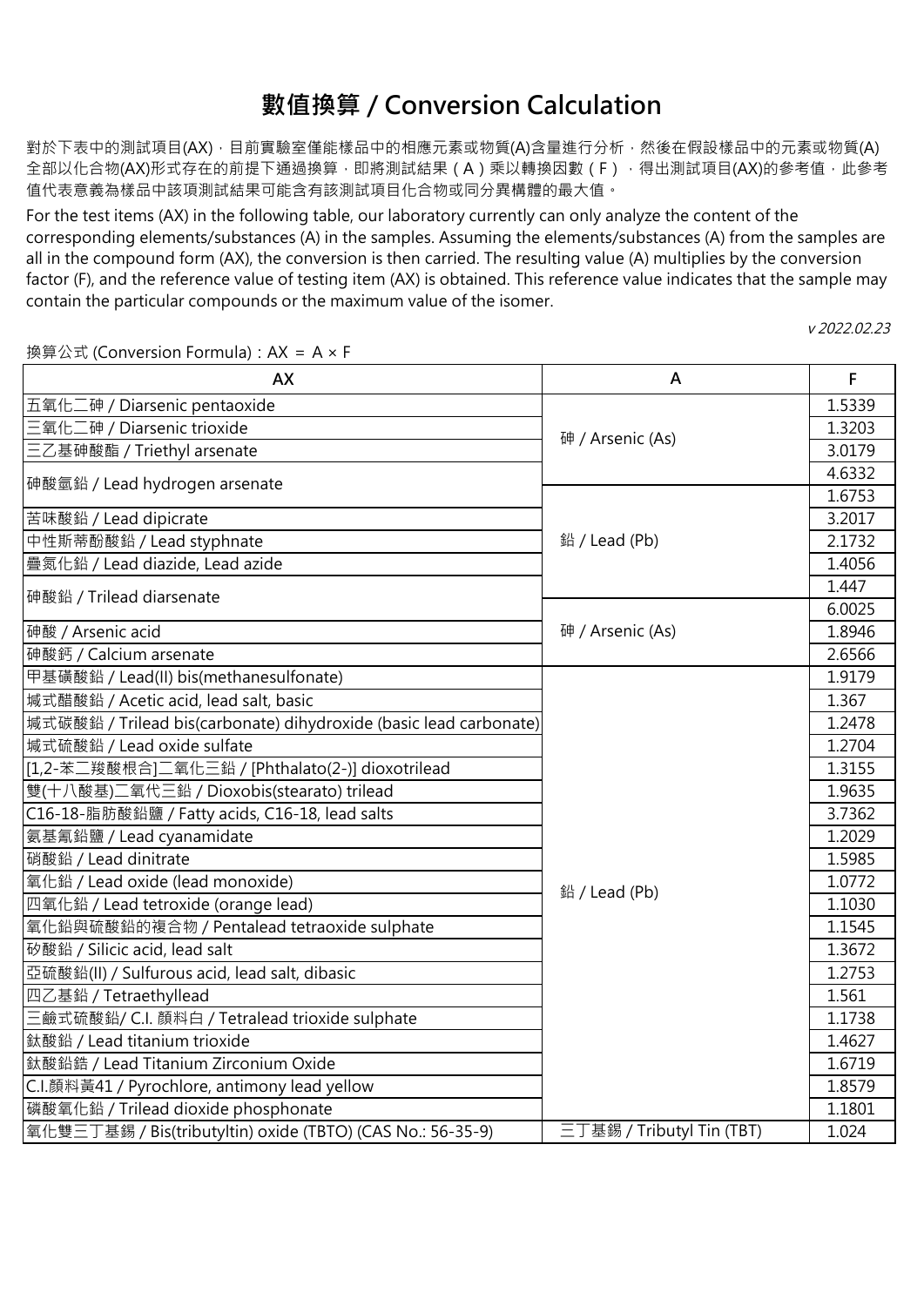# 數值換算 / Conversion Calculation

對於下表中的測試項目(AX)，目前實驗室僅能樣品中的相應元素或物質(A)含量進行分析，然後在假設樣品中的元素或物質(A)全部以化合物(AX)形式存在的前提下通過換算，即將測試結果（A）乘以轉換因數（F），得出測試項目(AX)的參考值，此參考值代表意義為樣品中該項測試結果可能含有該測試項目化合物或同分異構體的最大值。

For the test items (AX) in the following table, our laboratory currently can only analyze the content of the corresponding elements/substances (A) in the samples. Assuming the elements/substances (A) from the samples are all in the compound form (AX), the conversion is then carried. The resulting value (A) multiplies by the conversion factor (F), and the reference value of testing item (AX) is obtained. This reference value indicates that the sample may contain the particular compounds or the maximum value of the isomer.

*v 2022.02.23*

換算公式 (Conversion Formula)：AX = A × F

| AX | A | F |
|---|---|---|
| 五氧化二砷 / Diarsenic pentaoxide | 砷 / Arsenic (As) | 1.5339 |
| 三氧化二砷 / Diarsenic trioxide | 砷 / Arsenic (As) | 1.3203 |
| 三乙基砷酸酯 / Triethyl arsenate | 砷 / Arsenic (As) | 3.0179 |
| 砷酸氫鉛 / Lead hydrogen arsenate | 砷 / Arsenic (As) | 4.6332 |
| 砷酸氫鉛 / Lead hydrogen arsenate | 鉛 / Lead (Pb) | 1.6753 |
| 苦味酸鉛 / Lead dipicrate | 鉛 / Lead (Pb) | 3.2017 |
| 中性斯蒂酚酸鉛 / Lead styphnate | 鉛 / Lead (Pb) | 2.1732 |
| 疊氮化鉛 / Lead diazide, Lead azide | 鉛 / Lead (Pb) | 1.4056 |
| 砷酸鉛 / Trilead diarsenate | 鉛 / Lead (Pb) | 1.447 |
| 砷酸鉛 / Trilead diarsenate | 砷 / Arsenic (As) | 6.0025 |
| 砷酸 / Arsenic acid | 砷 / Arsenic (As) | 1.8946 |
| 砷酸鈣 / Calcium arsenate | 砷 / Arsenic (As) | 2.6566 |
| 甲基磺酸鉛 / Lead(II) bis(methanesulfonate) | 鉛 / Lead (Pb) | 1.9179 |
| 堿式醋酸鉛 / Acetic acid, lead salt, basic | 鉛 / Lead (Pb) | 1.367 |
| 堿式碳酸鉛 / Trilead bis(carbonate) dihydroxide (basic lead carbonate) | 鉛 / Lead (Pb) | 1.2478 |
| 堿式硫酸鉛 / Lead oxide sulfate | 鉛 / Lead (Pb) | 1.2704 |
| [1,2-苯二羧酸根合]二氧化三鉛 / [Phthalato(2-)] dioxotrilead | 鉛 / Lead (Pb) | 1.3155 |
| 雙(十八酸基)二氧代三鉛 / Dioxobis(stearato) trilead | 鉛 / Lead (Pb) | 1.9635 |
| C16-18-脂肪酸鉛鹽 / Fatty acids, C16-18, lead salts | 鉛 / Lead (Pb) | 3.7362 |
| 氨基氰鉛鹽 / Lead cyanamidate | 鉛 / Lead (Pb) | 1.2029 |
| 硝酸鉛 / Lead dinitrate | 鉛 / Lead (Pb) | 1.5985 |
| 氧化鉛 / Lead oxide (lead monoxide) | 鉛 / Lead (Pb) | 1.0772 |
| 四氧化鉛 / Lead tetroxide (orange lead) | 鉛 / Lead (Pb) | 1.1030 |
| 氧化鉛與硫酸鉛的複合物 / Pentalead tetraoxide sulphate | 鉛 / Lead (Pb) | 1.1545 |
| 矽酸鉛 / Silicic acid, lead salt | 鉛 / Lead (Pb) | 1.3672 |
| 亞硫酸鉛(II) / Sulfurous acid, lead salt, dibasic | 鉛 / Lead (Pb) | 1.2753 |
| 四乙基鉛 / Tetraethyllead | 鉛 / Lead (Pb) | 1.561 |
| 三鹼式硫酸鉛/ C.I. 顏料白 / Tetralead trioxide sulphate | 鉛 / Lead (Pb) | 1.1738 |
| 鈦酸鉛 / Lead titanium trioxide | 鉛 / Lead (Pb) | 1.4627 |
| 鈦酸鉛鋯 / Lead Titanium Zirconium Oxide | 鉛 / Lead (Pb) | 1.6719 |
| C.I.顏料黃41 / Pyrochlore, antimony lead yellow | 鉛 / Lead (Pb) | 1.8579 |
| 磷酸氧化鉛 / Trilead dioxide phosphonate | 鉛 / Lead (Pb) | 1.1801 |
| 氧化雙三丁基錫 / Bis(tributyltin) oxide (TBTO) (CAS No.: 56-35-9) | 三丁基錫 / Tributyl Tin (TBT) | 1.024 |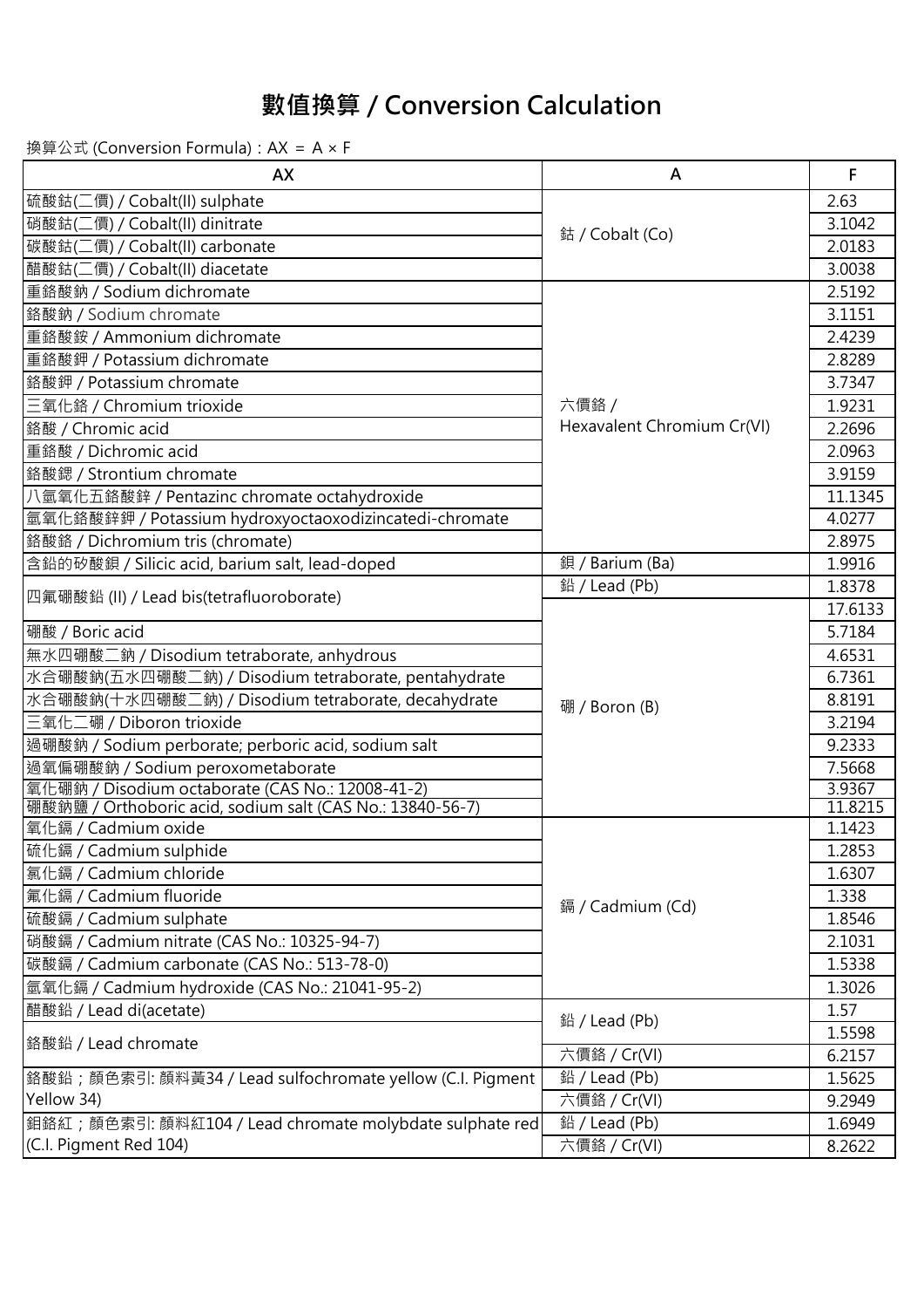# 數值換算 / Conversion Calculation

換算公式 (Conversion Formula)：AX = A × F

| AX | A | F |
|---|---|---|
| 硫酸鈷(二價) / Cobalt(II) sulphate | 鈷 / Cobalt (Co) | 2.63 |
| 硝酸鈷(二價) / Cobalt(II) dinitrate | | 3.1042 |
| 碳酸鈷(二價) / Cobalt(II) carbonate | | 2.0183 |
| 醋酸鈷(二價) / Cobalt(II) diacetate | | 3.0038 |
| 重鉻酸鈉 / Sodium dichromate | 六價鉻 / Hexavalent Chromium Cr(VI) | 2.5192 |
| 鉻酸鈉 / Sodium chromate | | 3.1151 |
| 重鉻酸銨 / Ammonium dichromate | | 2.4239 |
| 重鉻酸鉀 / Potassium dichromate | | 2.8289 |
| 鉻酸鉀 / Potassium chromate | | 3.7347 |
| 三氧化鉻 / Chromium trioxide | | 1.9231 |
| 鉻酸 / Chromic acid | | 2.2696 |
| 重鉻酸 / Dichromic acid | | 2.0963 |
| 鉻酸鍶 / Strontium chromate | | 3.9159 |
| 八氫氧化五鉻酸鋅 / Pentazinc chromate octahydroxide | | 11.1345 |
| 氫氧化鉻酸鋅鉀 / Potassium hydroxyoctaoxodizincatedi-chromate | | 4.0277 |
| 鉻酸鉻 / Dichromium tris (chromate) | | 2.8975 |
| 含鉛的矽酸鋇 / Silicic acid, barium salt, lead-doped | 鋇 / Barium (Ba) | 1.9916 |
| 四氟硼酸鉛 (II) / Lead bis(tetrafluoroborate) | 鉛 / Lead (Pb) | 1.8378 |
| | 硼 / Boron (B) | 17.6133 |
| 硼酸 / Boric acid | | 5.7184 |
| 無水四硼酸二鈉 / Disodium tetraborate, anhydrous | | 4.6531 |
| 水合硼酸鈉(五水四硼酸二鈉) / Disodium tetraborate, pentahydrate | | 6.7361 |
| 水合硼酸鈉(十水四硼酸二鈉) / Disodium tetraborate, decahydrate | | 8.8191 |
| 三氧化二硼 / Diboron trioxide | | 3.2194 |
| 過硼酸鈉 / Sodium perborate; perboric acid, sodium salt | | 9.2333 |
| 過氧偏硼酸鈉 / Sodium peroxometaborate | | 7.5668 |
| 氧化硼鈉 / Disodium octaborate (CAS No.: 12008-41-2) | | 3.9367 |
| 硼酸鈉鹽 / Orthoboric acid, sodium salt (CAS No.: 13840-56-7) | | 11.8215 |
| 氧化鎘 / Cadmium oxide | 鎘 / Cadmium (Cd) | 1.1423 |
| 硫化鎘 / Cadmium sulphide | | 1.2853 |
| 氯化鎘 / Cadmium chloride | | 1.6307 |
| 氟化鎘 / Cadmium fluoride | | 1.338 |
| 硫酸鎘 / Cadmium sulphate | | 1.8546 |
| 硝酸鎘 / Cadmium nitrate (CAS No.: 10325-94-7) | | 2.1031 |
| 碳酸鎘 / Cadmium carbonate (CAS No.: 513-78-0) | | 1.5338 |
| 氫氧化鎘 / Cadmium hydroxide (CAS No.: 21041-95-2) | | 1.3026 |
| 醋酸鉛 / Lead di(acetate) | 鉛 / Lead (Pb) | 1.57 |
| 鉻酸鉛 / Lead chromate | | 1.5598 |
| | 六價鉻 / Cr(VI) | 6.2157 |
| 鉻酸鉛；顏色索引: 顏料黃34 / Lead sulfochromate yellow (C.I. Pigment Yellow 34) | 鉛 / Lead (Pb) | 1.5625 |
| | 六價鉻 / Cr(VI) | 9.2949 |
| 鉬鉻紅；顏色索引: 顏料紅104 / Lead chromate molybdate sulphate red (C.I. Pigment Red 104) | 鉛 / Lead (Pb) | 1.6949 |
| | 六價鉻 / Cr(VI) | 8.2622 |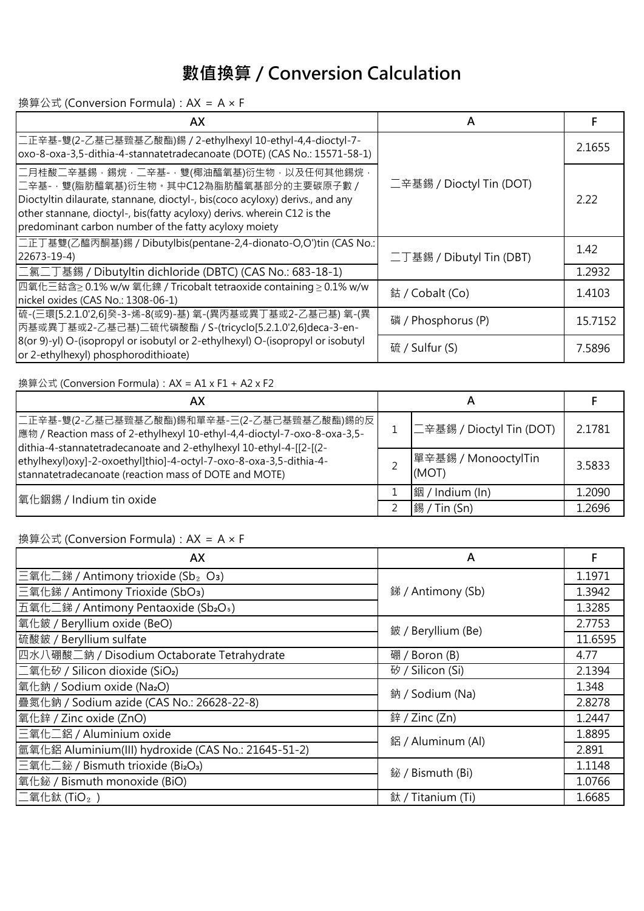# 數值換算 / Conversion Calculation

換算公式 (Conversion Formula)：AX = A × F

| AX | A | F |
|---|---|---|
| 二正辛基-雙(2-乙基己基巰基乙酸酯)錫 / 2-ethylhexyl 10-ethyl-4,4-dioctyl-7-oxo-8-oxa-3,5-dithia-4-stannatetradecanoate (DOTE) (CAS No.: 15571-58-1) | 二辛基錫 / Dioctyl Tin (DOT) | 2.1655 |
| 二月桂酸二辛基錫，錫烷，二辛基-，雙(椰油醯氧基)衍生物，以及任何其他錫烷，二辛基-，雙(脂肪醯氧基)衍生物。其中C12為脂肪醯氧基部分的主要碳原子數 / Dioctyltin dilaurate, stannane, dioctyl-, bis(coco acyloxy) derivs., and any other stannane, dioctyl-, bis(fatty acyloxy) derivs. wherein C12 is the predominant carbon number of the fatty acyloxy moiety | | 2.22 |
| 二正丁基雙(乙醯丙酮基)錫 / Dibutylbis(pentane-2,4-dionato-O,O')tin (CAS No.: 22673-19-4) | 二丁基錫 / Dibutyl Tin (DBT) | 1.42 |
| 二氯二丁基錫 / Dibutyltin dichloride (DBTC) (CAS No.: 683-18-1) | | 1.2932 |
| 四氧化三鈷含≥ 0.1% w/w 氧化鎳 / Tricobalt tetraoxide containing ≥ 0.1% w/w nickel oxides (CAS No.: 1308-06-1) | 鈷 / Cobalt (Co) | 1.4103 |
| 硫-(三環[5.2.1.0'2,6]癸-3-烯-8(或9)-基) 氧-(異丙基或異丁基或2-乙基己基) 氧-(異丙基或異丁基或2-乙基己基)二硫代磷酸酯 / S-(tricyclo[5.2.1.0'2,6]deca-3-en-8(or 9)-yl) O-(isopropyl or isobutyl or 2-ethylhexyl) O-(isopropyl or isobutyl or 2-ethylhexyl) phosphorodithioate) | 磷 / Phosphorus (P) | 15.7152 |
| | 硫 / Sulfur (S) | 7.5896 |

換算公式 (Conversion Formula)：AX = A1 x F1 + A2 x F2

| AX | A | | F |
|---|---|---|---|
| 二正辛基-雙(2-乙基己基巰基乙酸酯)錫和單辛基-三(2-乙基己基巰基乙酸酯)錫的反應物 / Reaction mass of 2-ethylhexyl 10-ethyl-4,4-dioctyl-7-oxo-8-oxa-3,5-dithia-4-stannatetradecanoate and 2-ethylhexyl 10-ethyl-4-[[2-[(2-ethylhexyl)oxy]-2-oxoethyl]thio]-4-octyl-7-oxo-8-oxa-3,5-dithia-4-stannatetradecanoate (reaction mass of DOTE and MOTE) | 1 | 二辛基錫 / Dioctyl Tin (DOT) | 2.1781 |
| | 2 | 單辛基錫 / MonooctylTin (MOT) | 3.5833 |
| 氧化銦錫 / Indium tin oxide | 1 | 銦 / Indium (In) | 1.2090 |
| | 2 | 錫 / Tin (Sn) | 1.2696 |

換算公式 (Conversion Formula)：AX = A × F

| AX | A | F |
|---|---|---|
| 三氧化二銻 / Antimony trioxide ($Sb_2O_3$) | 銻 / Antimony (Sb) | 1.1971 |
| 三氧化銻 / Antimony Trioxide ($SbO_3$) | | 1.3942 |
| 五氧化二銻 / Antimony Pentaoxide ($Sb_2O_5$) | | 1.3285 |
| 氧化鈹 / Beryllium oxide (BeO) | 鈹 / Beryllium (Be) | 2.7753 |
| 硫酸鈹 / Beryllium sulfate | | 11.6595 |
| 四水八硼酸二鈉 / Disodium Octaborate Tetrahydrate | 硼 / Boron (B) | 4.77 |
| 二氧化矽 / Silicon dioxide ($SiO_2$) | 矽 / Silicon (Si) | 2.1394 |
| 氧化鈉 / Sodium oxide ($Na_2O$) | 鈉 / Sodium (Na) | 1.348 |
| 疊氮化鈉 / Sodium azide (CAS No.: 26628-22-8) | | 2.8278 |
| 氧化鋅 / Zinc oxide (ZnO) | 鋅 / Zinc (Zn) | 1.2447 |
| 三氧化二鋁 / Aluminium oxide | 鋁 / Aluminum (Al) | 1.8895 |
| 氫氧化鋁 Aluminium(III) hydroxide (CAS No.: 21645-51-2) | | 2.891 |
| 三氧化二鉍 / Bismuth trioxide ($Bi_2O_3$) | 鉍 / Bismuth (Bi) | 1.1148 |
| 氧化鉍 / Bismuth monoxide (BiO) | | 1.0766 |
| 二氧化鈦 ($TiO_2$) | 鈦 / Titanium (Ti) | 1.6685 |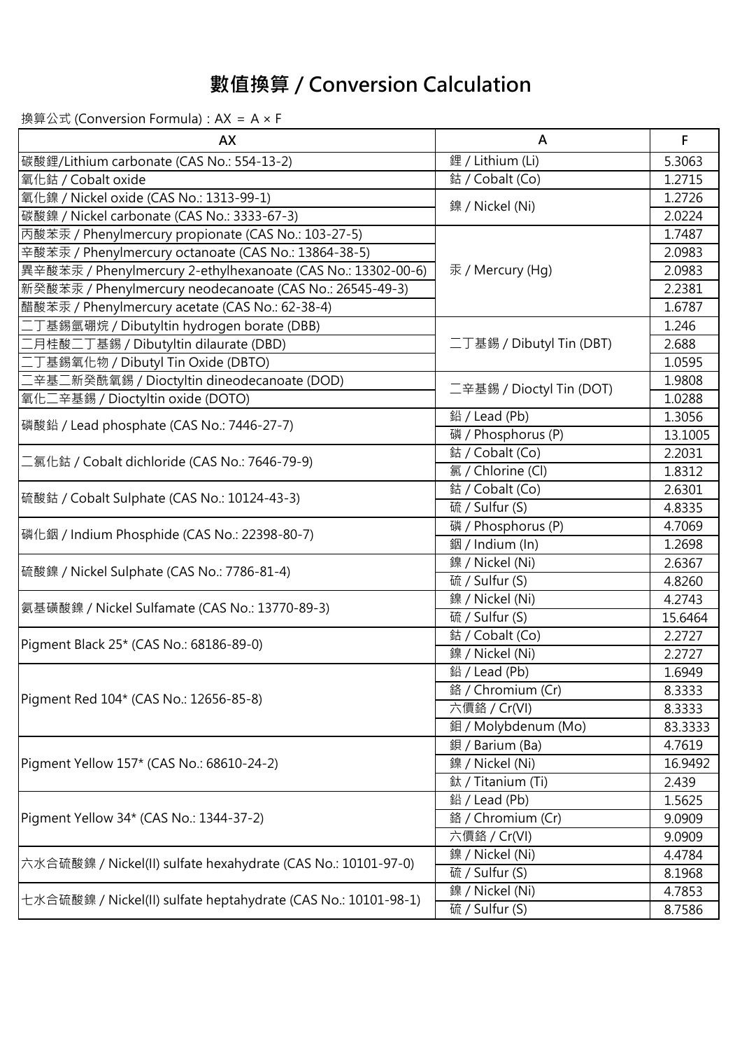# 數值換算 / Conversion Calculation

換算公式 (Conversion Formula)：AX = A × F

| AX | A | F |
|---|---|---|
| 碳酸鋰/Lithium carbonate (CAS No.: 554-13-2) | 鋰 / Lithium (Li) | 5.3063 |
| 氧化鈷 / Cobalt oxide | 鈷 / Cobalt (Co) | 1.2715 |
| 氧化鎳 / Nickel oxide (CAS No.: 1313-99-1) | 鎳 / Nickel (Ni) | 1.2726 |
| 碳酸鎳 / Nickel carbonate (CAS No.: 3333-67-3) | | 2.0224 |
| 丙酸苯汞 / Phenylmercury propionate (CAS No.: 103-27-5) | 汞 / Mercury (Hg) | 1.7487 |
| 辛酸苯汞 / Phenylmercury octanoate (CAS No.: 13864-38-5) | | 2.0983 |
| 異辛酸苯汞 / Phenylmercury 2-ethylhexanoate (CAS No.: 13302-00-6) | | 2.0983 |
| 新癸酸苯汞 / Phenylmercury neodecanoate (CAS No.: 26545-49-3) | | 2.2381 |
| 醋酸苯汞 / Phenylmercury acetate (CAS No.: 62-38-4) | | 1.6787 |
| 二丁基錫氫硼烷 / Dibutyltin hydrogen borate (DBB) | 二丁基錫 / Dibutyl Tin (DBT) | 1.246 |
| 二月桂酸二丁基錫 / Dibutyltin dilaurate (DBD) | | 2.688 |
| 二丁基錫氧化物 / Dibutyl Tin Oxide (DBTO) | | 1.0595 |
| 二辛基二新癸酰氧錫 / Dioctyltin dineodecanoate (DOD) | 二辛基錫 / Dioctyl Tin (DOT) | 1.9808 |
| 氧化二辛基錫 / Dioctyltin oxide (DOTO) | | 1.0288 |
| 磷酸鉛 / Lead phosphate (CAS No.: 7446-27-7) | 鉛 / Lead (Pb) | 1.3056 |
| | 磷 / Phosphorus (P) | 13.1005 |
| 二氯化鈷 / Cobalt dichloride (CAS No.: 7646-79-9) | 鈷 / Cobalt (Co) | 2.2031 |
| | 氯 / Chlorine (Cl) | 1.8312 |
| 硫酸鈷 / Cobalt Sulphate (CAS No.: 10124-43-3) | 鈷 / Cobalt (Co) | 2.6301 |
| | 硫 / Sulfur (S) | 4.8335 |
| 磷化銦 / Indium Phosphide (CAS No.: 22398-80-7) | 磷 / Phosphorus (P) | 4.7069 |
| | 銦 / Indium (In) | 1.2698 |
| 硫酸鎳 / Nickel Sulphate (CAS No.: 7786-81-4) | 鎳 / Nickel (Ni) | 2.6367 |
| | 硫 / Sulfur (S) | 4.8260 |
| 氨基磺酸鎳 / Nickel Sulfamate (CAS No.: 13770-89-3) | 鎳 / Nickel (Ni) | 4.2743 |
| | 硫 / Sulfur (S) | 15.6464 |
| Pigment Black 25* (CAS No.: 68186-89-0) | 鈷 / Cobalt (Co) | 2.2727 |
| | 鎳 / Nickel (Ni) | 2.2727 |
| Pigment Red 104* (CAS No.: 12656-85-8) | 鉛 / Lead (Pb) | 1.6949 |
| | 鉻 / Chromium (Cr) | 8.3333 |
| | 六價鉻 / Cr(VI) | 8.3333 |
| | 鉬 / Molybdenum (Mo) | 83.3333 |
| Pigment Yellow 157* (CAS No.: 68610-24-2) | 鋇 / Barium (Ba) | 4.7619 |
| | 鎳 / Nickel (Ni) | 16.9492 |
| | 鈦 / Titanium (Ti) | 2.439 |
| Pigment Yellow 34* (CAS No.: 1344-37-2) | 鉛 / Lead (Pb) | 1.5625 |
| | 鉻 / Chromium (Cr) | 9.0909 |
| | 六價鉻 / Cr(VI) | 9.0909 |
| 六水合硫酸鎳 / Nickel(II) sulfate hexahydrate (CAS No.: 10101-97-0) | 鎳 / Nickel (Ni) | 4.4784 |
| | 硫 / Sulfur (S) | 8.1968 |
| 七水合硫酸鎳 / Nickel(II) sulfate heptahydrate (CAS No.: 10101-98-1) | 鎳 / Nickel (Ni) | 4.7853 |
| | 硫 / Sulfur (S) | 8.7586 |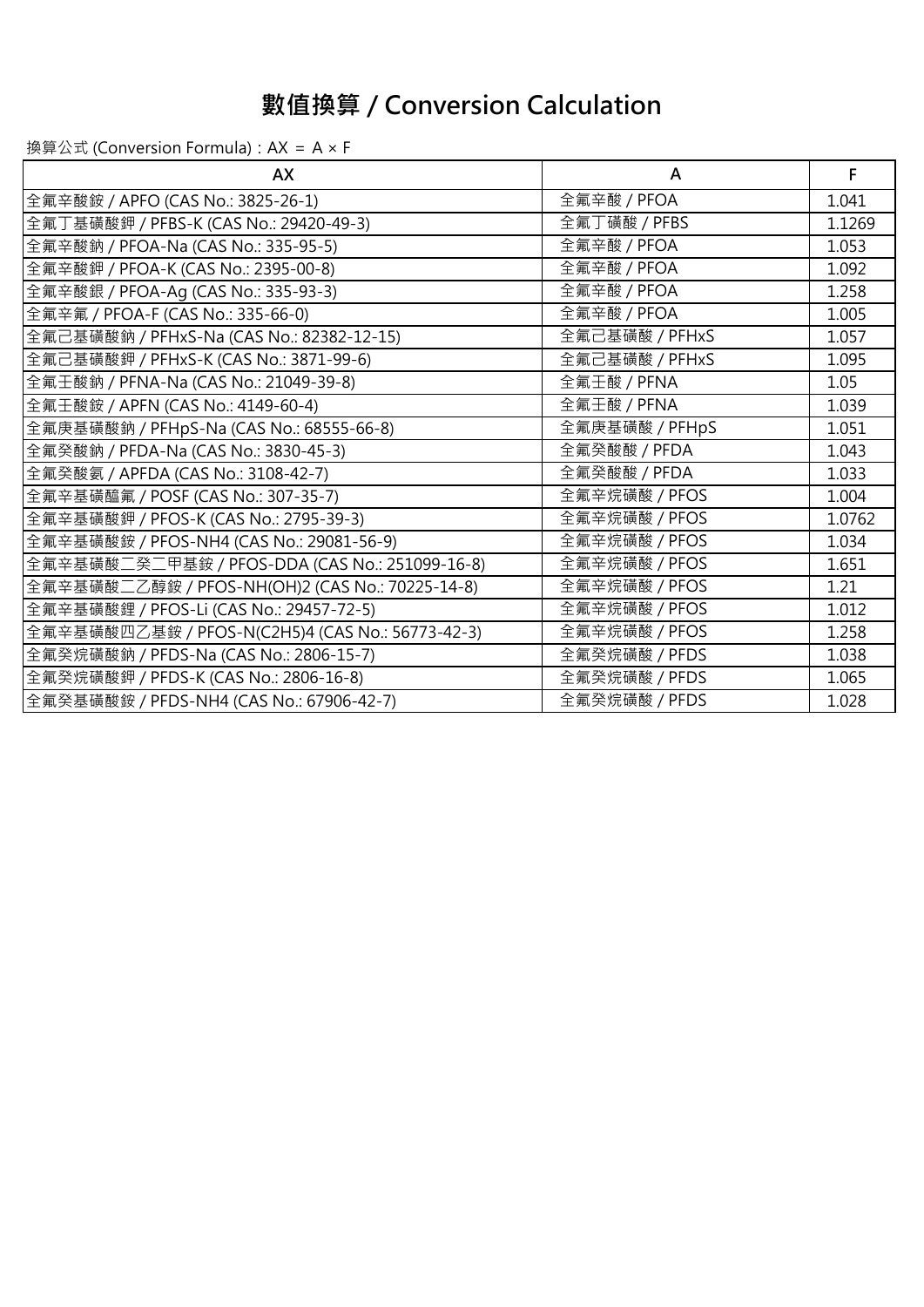# 數值換算 / Conversion Calculation

換算公式 (Conversion Formula)：AX ＝ A × F

| AX | A | F |
|---|---|---|
| 全氟辛酸銨 / APFO (CAS No.: 3825-26-1) | 全氟辛酸 / PFOA | 1.041 |
| 全氟丁基磺酸鉀 / PFBS-K (CAS No.: 29420-49-3) | 全氟丁磺酸 / PFBS | 1.1269 |
| 全氟辛酸鈉 / PFOA-Na (CAS No.: 335-95-5) | 全氟辛酸 / PFOA | 1.053 |
| 全氟辛酸鉀 / PFOA-K (CAS No.: 2395-00-8) | 全氟辛酸 / PFOA | 1.092 |
| 全氟辛酸銀 / PFOA-Ag (CAS No.: 335-93-3) | 全氟辛酸 / PFOA | 1.258 |
| 全氟辛氟 / PFOA-F (CAS No.: 335-66-0) | 全氟辛酸 / PFOA | 1.005 |
| 全氟己基磺酸鈉 / PFHxS-Na (CAS No.: 82382-12-15) | 全氟己基磺酸 / PFHxS | 1.057 |
| 全氟己基磺酸鉀 / PFHxS-K (CAS No.: 3871-99-6) | 全氟己基磺酸 / PFHxS | 1.095 |
| 全氟壬酸鈉 / PFNA-Na (CAS No.: 21049-39-8) | 全氟壬酸 / PFNA | 1.05 |
| 全氟壬酸銨 / APFN (CAS No.: 4149-60-4) | 全氟壬酸 / PFNA | 1.039 |
| 全氟庚基磺酸鈉 / PFHpS-Na (CAS No.: 68555-66-8) | 全氟庚基磺酸 / PFHpS | 1.051 |
| 全氟癸酸鈉 / PFDA-Na (CAS No.: 3830-45-3) | 全氟癸酸酸 / PFDA | 1.043 |
| 全氟癸酸氨 / APFDA (CAS No.: 3108-42-7) | 全氟癸酸酸 / PFDA | 1.033 |
| 全氟辛基磺醯氟 / POSF (CAS No.: 307-35-7) | 全氟辛烷磺酸 / PFOS | 1.004 |
| 全氟辛基磺酸鉀 / PFOS-K (CAS No.: 2795-39-3) | 全氟辛烷磺酸 / PFOS | 1.0762 |
| 全氟辛基磺酸銨 / PFOS-NH4 (CAS No.: 29081-56-9) | 全氟辛烷磺酸 / PFOS | 1.034 |
| 全氟辛基磺酸二癸二甲基銨 / PFOS-DDA (CAS No.: 251099-16-8) | 全氟辛烷磺酸 / PFOS | 1.651 |
| 全氟辛基磺酸二乙醇銨 / PFOS-NH(OH)2 (CAS No.: 70225-14-8) | 全氟辛烷磺酸 / PFOS | 1.21 |
| 全氟辛基磺酸鋰 / PFOS-Li (CAS No.: 29457-72-5) | 全氟辛烷磺酸 / PFOS | 1.012 |
| 全氟辛基磺酸四乙基銨 / PFOS-N(C2H5)4 (CAS No.: 56773-42-3) | 全氟辛烷磺酸 / PFOS | 1.258 |
| 全氟癸烷磺酸鈉 / PFDS-Na (CAS No.: 2806-15-7) | 全氟癸烷磺酸 / PFDS | 1.038 |
| 全氟癸烷磺酸鉀 / PFDS-K (CAS No.: 2806-16-8) | 全氟癸烷磺酸 / PFDS | 1.065 |
| 全氟癸基磺酸銨 / PFDS-NH4 (CAS No.: 67906-42-7) | 全氟癸烷磺酸 / PFDS | 1.028 |